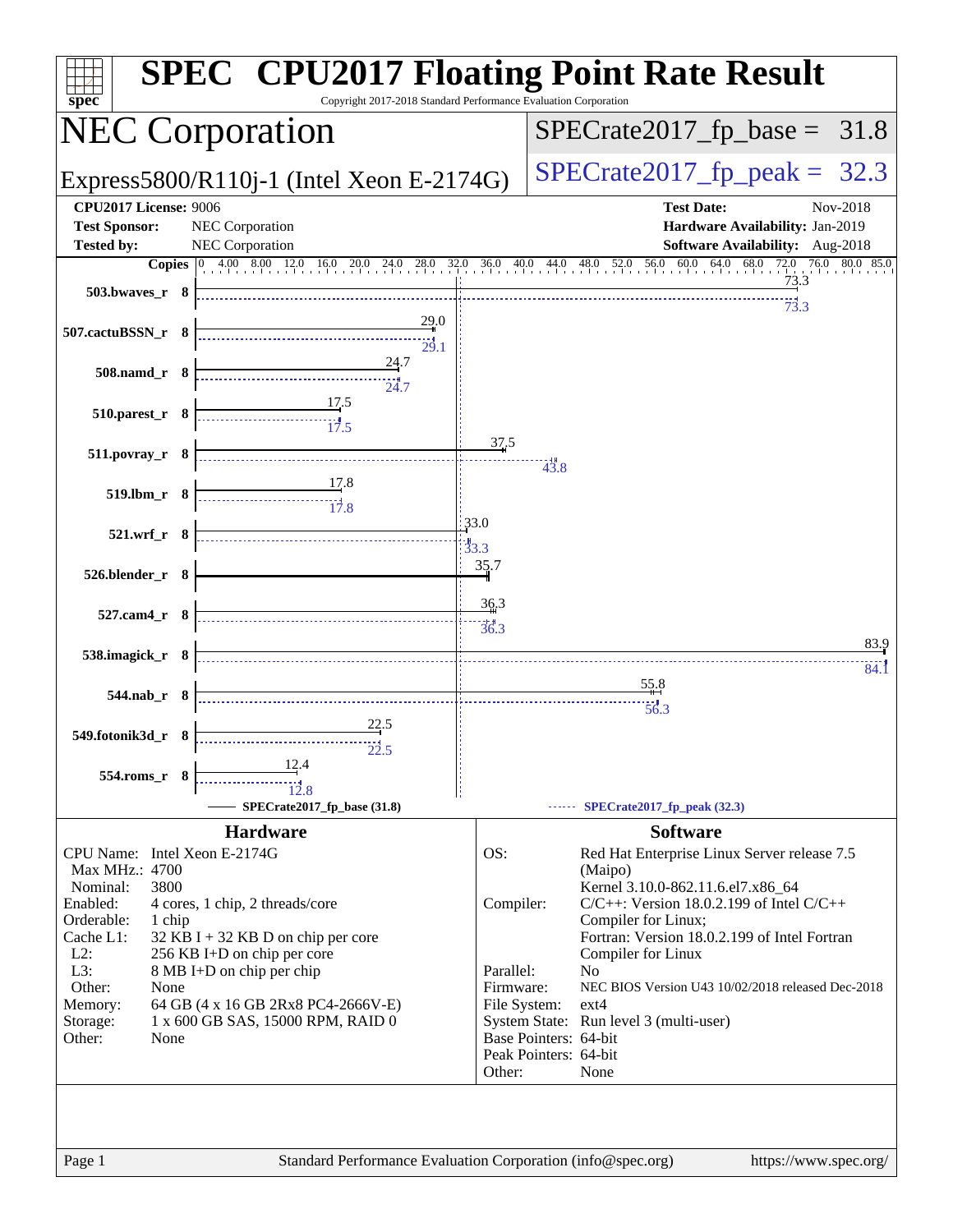# SPEC CPU2017 Floating Point Rate Result

Copyright 2017-2018 Standard Performance Evaluation Corporation

## NEC Corporation

Express5800/R110j-1 (Intel Xeon E-2174G)

SPECrate2017_fp_base = 31.8

SPECrate2017_fp_peak = 32.3

**CPU2017 License:** 9006
**Test Sponsor:** NEC Corporation
**Tested by:** NEC Corporation

**Test Date:** Nov-2018
**Hardware Availability:** Jan-2019
**Software Availability:** Aug-2018

| Benchmark | Copies | Base | Peak |
|---|---|---|---|
| 503.bwaves_r | 8 | 73.3 | 73.3 |
| 507.cactuBSSN_r | 8 | 29.0 | 29.1 |
| 508.namd_r | 8 | 24.7 | 24.7 |
| 510.parest_r | 8 | 17.5 | 17.5 |
| 511.povray_r | 8 | 37.5 | 43.8 |
| 519.lbm_r | 8 | 17.8 | 17.8 |
| 521.wrf_r | 8 | 33.0 | 33.3 |
| 526.blender_r | 8 | 35.7 | |
| 527.cam4_r | 8 | 36.3 | 36.3 |
| 538.imagick_r | 8 | 83.9 | 84.1 |
| 544.nab_r | 8 | 55.8 | 56.3 |
| 549.fotonik3d_r | 8 | 22.5 | 22.5 |
| 554.roms_r | 8 | 12.4 | 12.8 |

SPECrate2017_fp_base (31.8)
SPECrate2017_fp_peak (32.3)

### Hardware

| | |
|---|---|
| CPU Name: | Intel Xeon E-2174G |
| Max MHz.: | 4700 |
| Nominal: | 3800 |
| Enabled: | 4 cores, 1 chip, 2 threads/core |
| Orderable: | 1 chip |
| Cache L1: | 32 KB I + 32 KB D on chip per core |
| L2: | 256 KB I+D on chip per core |
| L3: | 8 MB I+D on chip per chip |
| Other: | None |
| Memory: | 64 GB (4 x 16 GB 2Rx8 PC4-2666V-E) |
| Storage: | 1 x 600 GB SAS, 15000 RPM, RAID 0 |
| Other: | None |

### Software

| | |
|---|---|
| OS: | Red Hat Enterprise Linux Server release 7.5 (Maipo) Kernel 3.10.0-862.11.6.el7.x86_64 |
| Compiler: | C/C++: Version 18.0.2.199 of Intel C/C++ Compiler for Linux; Fortran: Version 18.0.2.199 of Intel Fortran Compiler for Linux |
| Parallel: | No |
| Firmware: | NEC BIOS Version U43 10/02/2018 released Dec-2018 |
| File System: | ext4 |
| System State: | Run level 3 (multi-user) |
| Base Pointers: | 64-bit |
| Peak Pointers: | 64-bit |
| Other: | None |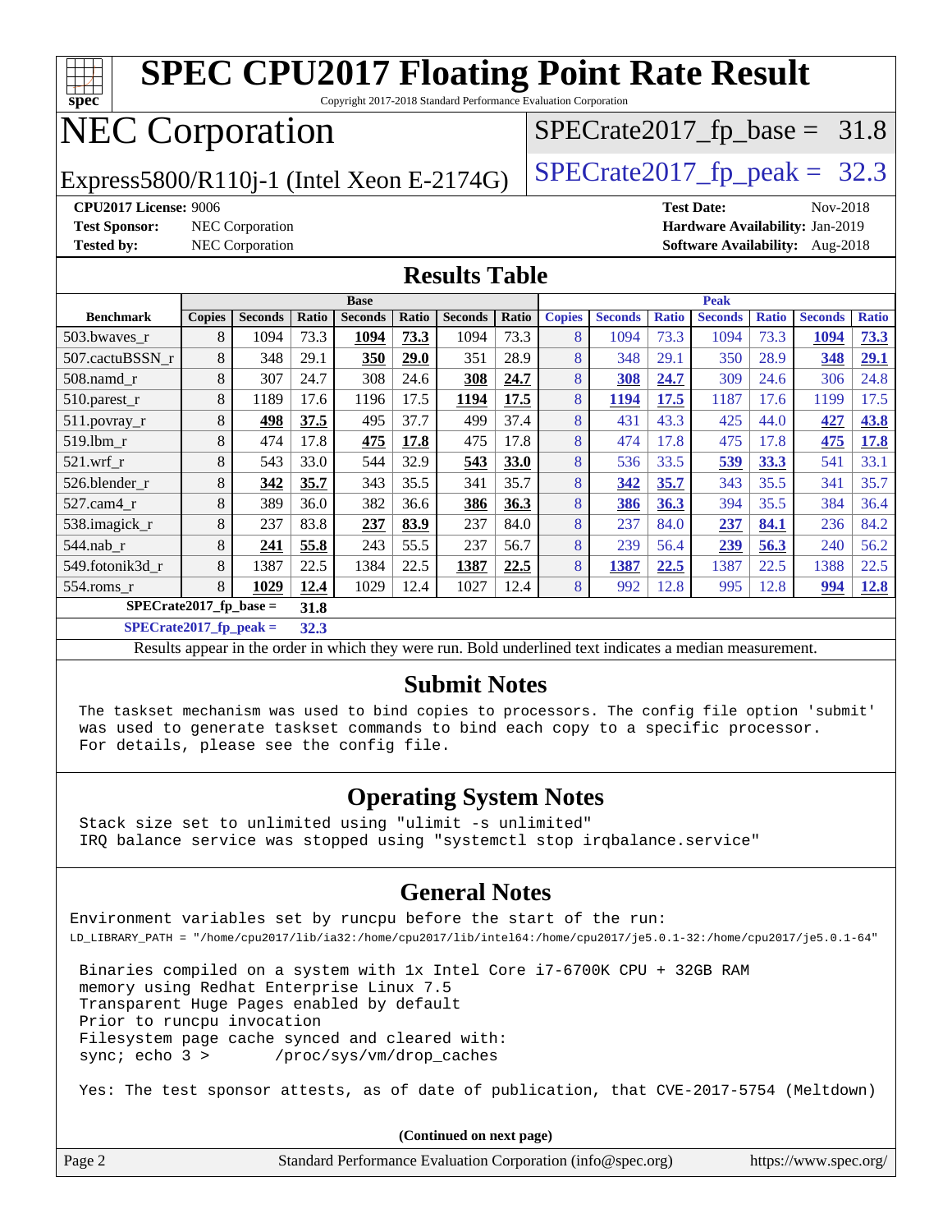# SPEC CPU2017 Floating Point Rate Result

Copyright 2017-2018 Standard Performance Evaluation Corporation

## NEC Corporation

Express5800/R110j-1 (Intel Xeon E-2174G)

SPECrate2017_fp_base = 31.8

SPECrate2017_fp_peak = 32.3

**CPU2017 License:** 9006
**Test Sponsor:** NEC Corporation
**Tested by:** NEC Corporation

**Test Date:** Nov-2018
**Hardware Availability:** Jan-2019
**Software Availability:** Aug-2018

## Results Table

| | Base | | | | | | | Peak | | | | | | |
|---|---|---|---|---|---|---|---|---|---|---|---|---|---|---|
| **Benchmark** | **Copies** | **Seconds** | **Ratio** | **Seconds** | **Ratio** | **Seconds** | **Ratio** | **Copies** | **Seconds** | **Ratio** | **Seconds** | **Ratio** | **Seconds** | **Ratio** |
| 503.bwaves_r | 8 | 1094 | 73.3 | **1094** | **73.3** | 1094 | 73.3 | 8 | 1094 | 73.3 | 1094 | 73.3 | **1094** | **73.3** |
| 507.cactuBSSN_r | 8 | 348 | 29.1 | **350** | **29.0** | 351 | 28.9 | 8 | 348 | 29.1 | 350 | 28.9 | **348** | **29.1** |
| 508.namd_r | 8 | 307 | 24.7 | 308 | 24.6 | **308** | **24.7** | 8 | **308** | **24.7** | 309 | 24.6 | 306 | 24.8 |
| 510.parest_r | 8 | 1189 | 17.6 | 1196 | 17.5 | **1194** | **17.5** | 8 | **1194** | **17.5** | 1187 | 17.6 | 1199 | 17.5 |
| 511.povray_r | 8 | **498** | **37.5** | 495 | 37.7 | 499 | 37.4 | 8 | 431 | 43.3 | 425 | 44.0 | **427** | **43.8** |
| 519.lbm_r | 8 | 474 | 17.8 | **475** | **17.8** | 475 | 17.8 | 8 | 474 | 17.8 | 475 | 17.8 | **475** | **17.8** |
| 521.wrf_r | 8 | 543 | 33.0 | 544 | 32.9 | **543** | **33.0** | 8 | 536 | 33.5 | **539** | **33.3** | 541 | 33.1 |
| 526.blender_r | 8 | **342** | **35.7** | 343 | 35.5 | 341 | 35.7 | 8 | **342** | **35.7** | 343 | 35.5 | 341 | 35.7 |
| 527.cam4_r | 8 | 389 | 36.0 | 382 | 36.6 | **386** | **36.3** | 8 | **386** | **36.3** | 394 | 35.5 | 384 | 36.4 |
| 538.imagick_r | 8 | 237 | 83.8 | **237** | **83.9** | 237 | 84.0 | 8 | 237 | 84.0 | **237** | **84.1** | 236 | 84.2 |
| 544.nab_r | 8 | **241** | **55.8** | 243 | 55.5 | 237 | 56.7 | 8 | 239 | 56.4 | **239** | **56.3** | 240 | 56.2 |
| 549.fotonik3d_r | 8 | 1387 | 22.5 | 1384 | 22.5 | **1387** | **22.5** | 8 | **1387** | **22.5** | 1387 | 22.5 | 1388 | 22.5 |
| 554.roms_r | 8 | **1029** | **12.4** | 1029 | 12.4 | 1027 | 12.4 | 8 | 992 | 12.8 | 995 | 12.8 | **994** | **12.8** |

**SPECrate2017_fp_base = 31.8**

**SPECrate2017_fp_peak = 32.3**

Results appear in the order in which they were run. Bold underlined text indicates a median measurement.

## Submit Notes

```
The taskset mechanism was used to bind copies to processors. The config file option 'submit'
was used to generate taskset commands to bind each copy to a specific processor.
For details, please see the config file.
```

## Operating System Notes

```
Stack size set to unlimited using "ulimit -s unlimited"
IRQ balance service was stopped using "systemctl stop irqbalance.service"
```

## General Notes

```
Environment variables set by runcpu before the start of the run:
LD_LIBRARY_PATH = "/home/cpu2017/lib/ia32:/home/cpu2017/lib/intel64:/home/cpu2017/je5.0.1-32:/home/cpu2017/je5.0.1-64"

Binaries compiled on a system with 1x Intel Core i7-6700K CPU + 32GB RAM
memory using Redhat Enterprise Linux 7.5
Transparent Huge Pages enabled by default
Prior to runcpu invocation
Filesystem page cache synced and cleared with:
sync; echo 3 >       /proc/sys/vm/drop_caches

Yes: The test sponsor attests, as of date of publication, that CVE-2017-5754 (Meltdown)
```

**(Continued on next page)**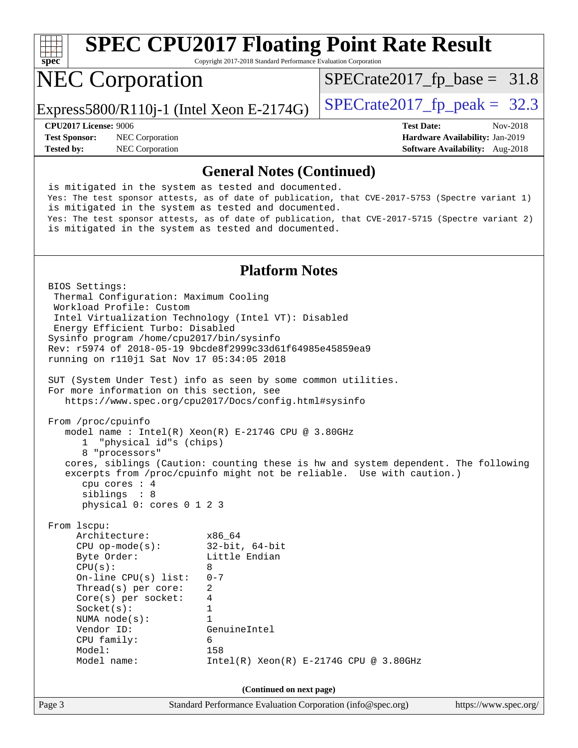## General Notes (Continued)

```
is mitigated in the system as tested and documented.
Yes: The test sponsor attests, as of date of publication, that CVE-2017-5753 (Spectre variant 1)
is mitigated in the system as tested and documented.
Yes: The test sponsor attests, as of date of publication, that CVE-2017-5715 (Spectre variant 2)
is mitigated in the system as tested and documented.
```

## Platform Notes

```
BIOS Settings:
 Thermal Configuration: Maximum Cooling
 Workload Profile: Custom
 Intel Virtualization Technology (Intel VT): Disabled
 Energy Efficient Turbo: Disabled
Sysinfo program /home/cpu2017/bin/sysinfo
Rev: r5974 of 2018-05-19 9bcde8f2999c33d61f64985e45859ea9
running on r110j1 Sat Nov 17 05:34:05 2018

SUT (System Under Test) info as seen by some common utilities.
For more information on this section, see
   https://www.spec.org/cpu2017/Docs/config.html#sysinfo

From /proc/cpuinfo
   model name : Intel(R) Xeon(R) E-2174G CPU @ 3.80GHz
      1  "physical id"s (chips)
      8 "processors"
   cores, siblings (Caution: counting these is hw and system dependent. The following
   excerpts from /proc/cpuinfo might not be reliable.  Use with caution.)
      cpu cores : 4
      siblings  : 8
      physical 0: cores 0 1 2 3

From lscpu:
     Architecture:          x86_64
     CPU op-mode(s):        32-bit, 64-bit
     Byte Order:            Little Endian
     CPU(s):                8
     On-line CPU(s) list:   0-7
     Thread(s) per core:    2
     Core(s) per socket:    4
     Socket(s):             1
     NUMA node(s):          1
     Vendor ID:             GenuineIntel
     CPU family:            6
     Model:                 158
     Model name:            Intel(R) Xeon(R) E-2174G CPU @ 3.80GHz
```

(Continued on next page)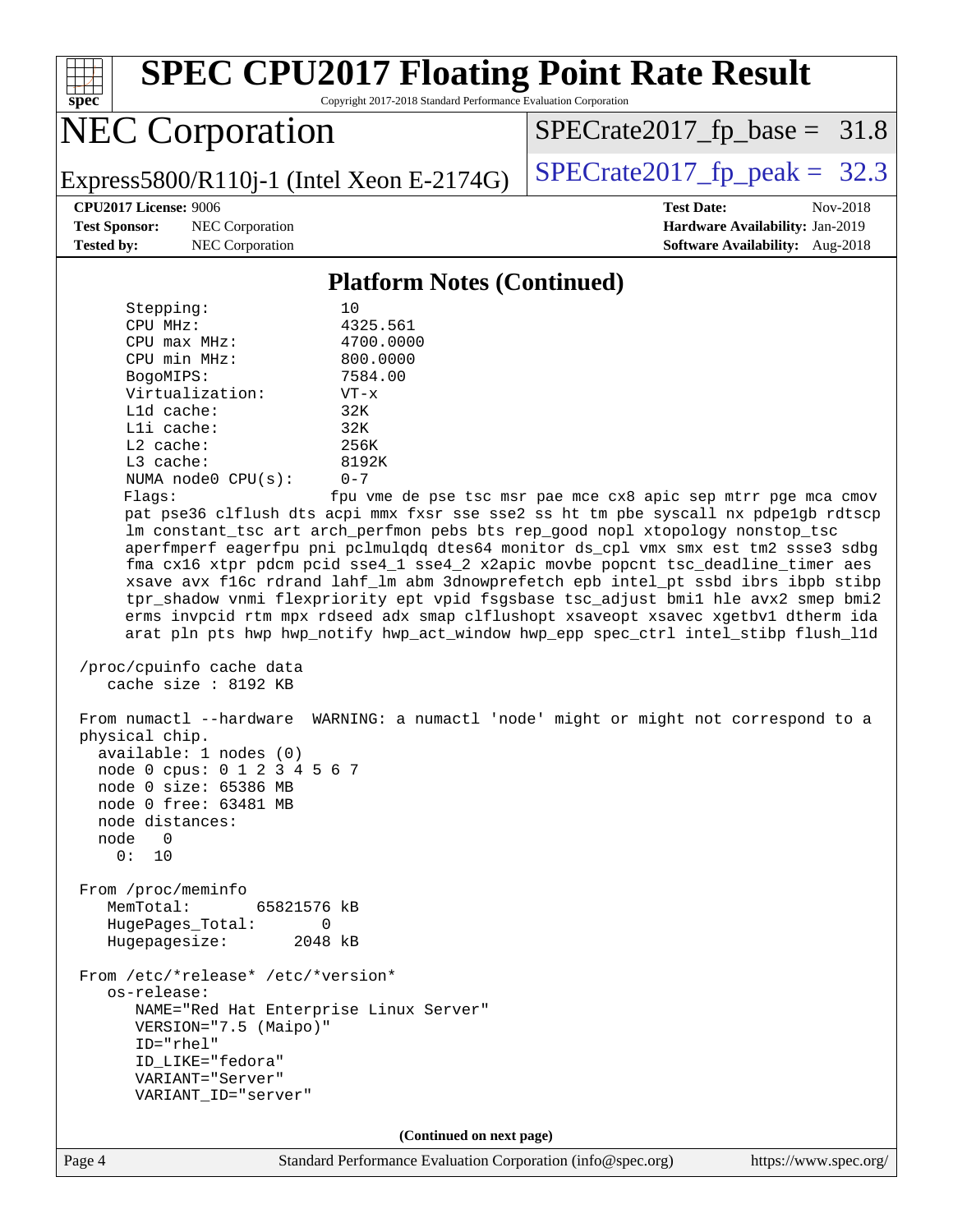## Platform Notes (Continued)

```
     Stepping:              10
     CPU MHz:               4325.561
     CPU max MHz:           4700.0000
     CPU min MHz:           800.0000
     BogoMIPS:              7584.00
     Virtualization:        VT-x
     L1d cache:             32K
     L1i cache:             32K
     L2 cache:              256K
     L3 cache:              8192K
     NUMA node0 CPU(s):     0-7
     Flags:                 fpu vme de pse tsc msr pae mce cx8 apic sep mtrr pge mca cmov
     pat pse36 clflush dts acpi mmx fxsr sse sse2 ss ht tm pbe syscall nx pdpe1gb rdtscp
     lm constant_tsc art arch_perfmon pebs bts rep_good nopl xtopology nonstop_tsc
     aperfmperf eagerfpu pni pclmulqdq dtes64 monitor ds_cpl vmx smx est tm2 ssse3 sdbg
     fma cx16 xtpr pdcm pcid sse4_1 sse4_2 x2apic movbe popcnt tsc_deadline_timer aes
     xsave avx f16c rdrand lahf_lm abm 3dnowprefetch epb intel_pt ssbd ibrs ibpb stibp
     tpr_shadow vnmi flexpriority ept vpid fsgsbase tsc_adjust bmi1 hle avx2 smep bmi2
     erms invpcid rtm mpx rdseed adx smap clflushopt xsaveopt xsavec xgetbv1 dtherm ida
     arat pln pts hwp hwp_notify hwp_act_window hwp_epp spec_ctrl intel_stibp flush_l1d

 /proc/cpuinfo cache data
    cache size : 8192 KB

 From numactl --hardware  WARNING: a numactl 'node' might or might not correspond to a
 physical chip.
   available: 1 nodes (0)
   node 0 cpus: 0 1 2 3 4 5 6 7
   node 0 size: 65386 MB
   node 0 free: 63481 MB
   node distances:
   node   0
     0:  10

 From /proc/meminfo
    MemTotal:       65821576 kB
    HugePages_Total:       0
    Hugepagesize:       2048 kB

 From /etc/*release* /etc/*version*
    os-release:
       NAME="Red Hat Enterprise Linux Server"
       VERSION="7.5 (Maipo)"
       ID="rhel"
       ID_LIKE="fedora"
       VARIANT="Server"
       VARIANT_ID="server"
```

(Continued on next page)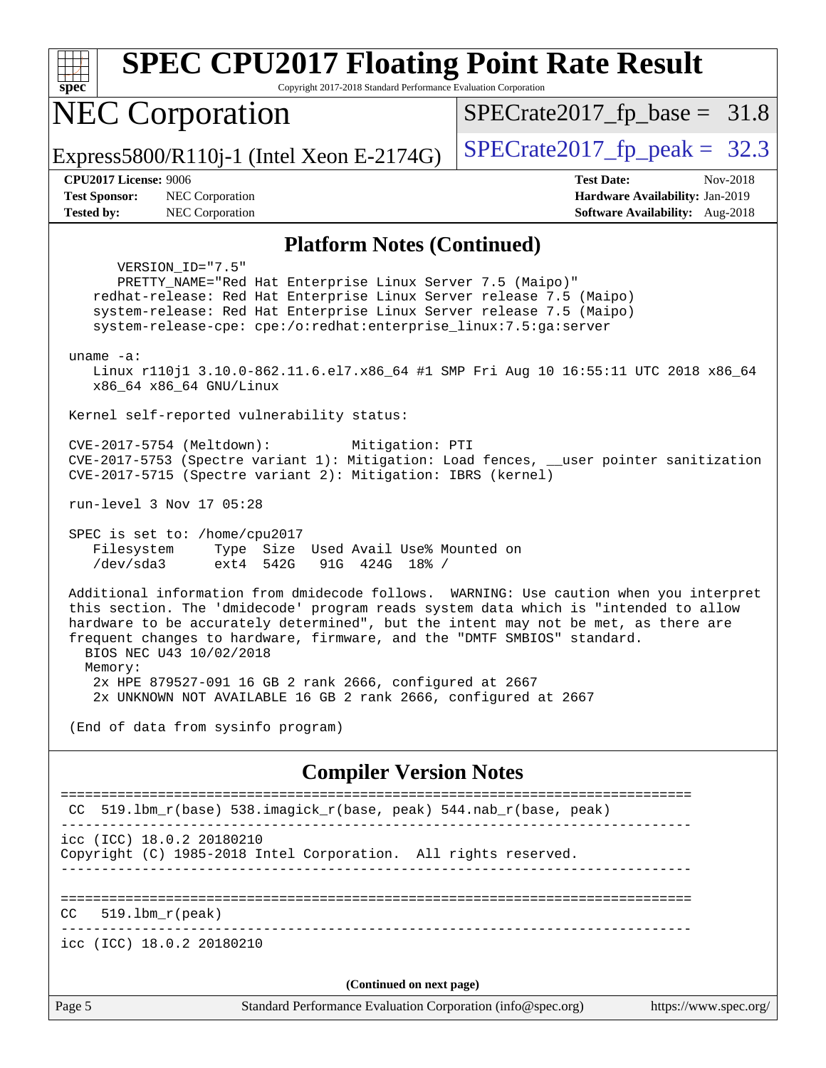# SPEC CPU2017 Floating Point Rate Result

Copyright 2017-2018 Standard Performance Evaluation Corporation

## NEC Corporation

Express5800/R110j-1 (Intel Xeon E-2174G)

SPECrate2017_fp_base = 31.8

SPECrate2017_fp_peak = 32.3

**CPU2017 License:** 9006
**Test Sponsor:** NEC Corporation
**Tested by:** NEC Corporation

**Test Date:** Nov-2018
**Hardware Availability:** Jan-2019
**Software Availability:** Aug-2018

### Platform Notes (Continued)

```
      VERSION_ID="7.5"
      PRETTY_NAME="Red Hat Enterprise Linux Server 7.5 (Maipo)"
    redhat-release: Red Hat Enterprise Linux Server release 7.5 (Maipo)
    system-release: Red Hat Enterprise Linux Server release 7.5 (Maipo)
    system-release-cpe: cpe:/o:redhat:enterprise_linux:7.5:ga:server

 uname -a:
    Linux r110j1 3.10.0-862.11.6.el7.x86_64 #1 SMP Fri Aug 10 16:55:11 UTC 2018 x86_64
    x86_64 x86_64 GNU/Linux

 Kernel self-reported vulnerability status:

 CVE-2017-5754 (Meltdown):          Mitigation: PTI
 CVE-2017-5753 (Spectre variant 1): Mitigation: Load fences, __user pointer sanitization
 CVE-2017-5715 (Spectre variant 2): Mitigation: IBRS (kernel)

 run-level 3 Nov 17 05:28

 SPEC is set to: /home/cpu2017
    Filesystem     Type  Size  Used Avail Use% Mounted on
    /dev/sda3      ext4  542G   91G  424G  18% /

 Additional information from dmidecode follows.  WARNING: Use caution when you interpret
 this section. The 'dmidecode' program reads system data which is "intended to allow
 hardware to be accurately determined", but the intent may not be met, as there are
 frequent changes to hardware, firmware, and the "DMTF SMBIOS" standard.
   BIOS NEC U43 10/02/2018
   Memory:
    2x HPE 879527-091 16 GB 2 rank 2666, configured at 2667
    2x UNKNOWN NOT AVAILABLE 16 GB 2 rank 2666, configured at 2667

 (End of data from sysinfo program)
```

### Compiler Version Notes

```
==============================================================================
 CC  519.lbm_r(base) 538.imagick_r(base, peak) 544.nab_r(base, peak)
------------------------------------------------------------------------------
icc (ICC) 18.0.2 20180210
Copyright (C) 1985-2018 Intel Corporation.  All rights reserved.
------------------------------------------------------------------------------

==============================================================================
CC   519.lbm_r(peak)
------------------------------------------------------------------------------
icc (ICC) 18.0.2 20180210
```

(Continued on next page)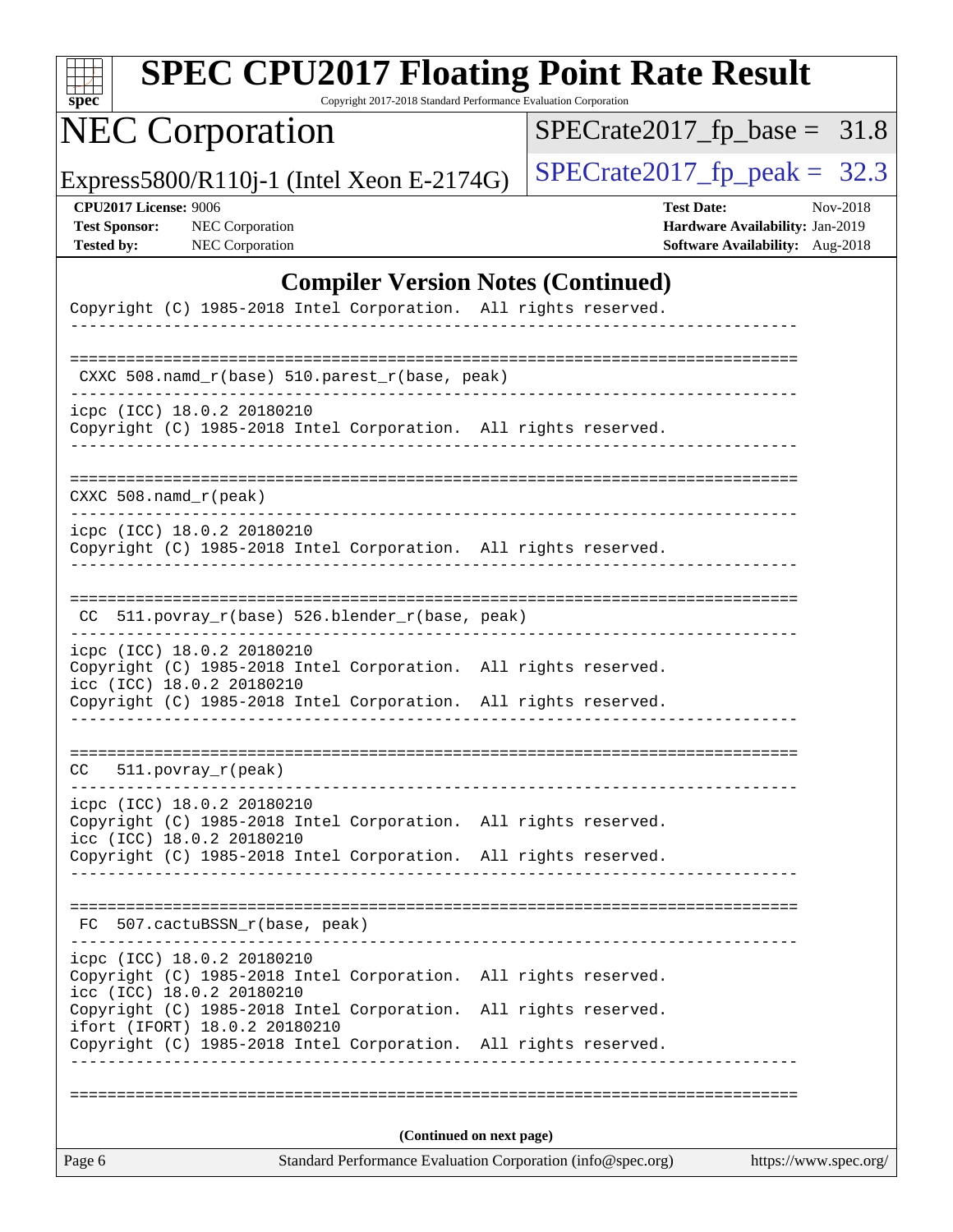# SPEC CPU2017 Floating Point Rate Result

Copyright 2017-2018 Standard Performance Evaluation Corporation

## NEC Corporation

Express5800/R110j-1 (Intel Xeon E-2174G)

SPECrate2017_fp_base = 31.8

SPECrate2017_fp_peak = 32.3

**CPU2017 License:** 9006
**Test Sponsor:** NEC Corporation
**Tested by:** NEC Corporation

**Test Date:** Nov-2018
**Hardware Availability:** Jan-2019
**Software Availability:** Aug-2018

### Compiler Version Notes (Continued)

```
Copyright (C) 1985-2018 Intel Corporation.  All rights reserved.
------------------------------------------------------------------------------

==============================================================================
 CXXC 508.namd_r(base) 510.parest_r(base, peak)
------------------------------------------------------------------------------
icpc (ICC) 18.0.2 20180210
Copyright (C) 1985-2018 Intel Corporation.  All rights reserved.
------------------------------------------------------------------------------

==============================================================================
CXXC 508.namd_r(peak)
------------------------------------------------------------------------------
icpc (ICC) 18.0.2 20180210
Copyright (C) 1985-2018 Intel Corporation.  All rights reserved.
------------------------------------------------------------------------------

==============================================================================
 CC  511.povray_r(base) 526.blender_r(base, peak)
------------------------------------------------------------------------------
icpc (ICC) 18.0.2 20180210
Copyright (C) 1985-2018 Intel Corporation.  All rights reserved.
icc (ICC) 18.0.2 20180210
Copyright (C) 1985-2018 Intel Corporation.  All rights reserved.
------------------------------------------------------------------------------

==============================================================================
CC   511.povray_r(peak)
------------------------------------------------------------------------------
icpc (ICC) 18.0.2 20180210
Copyright (C) 1985-2018 Intel Corporation.  All rights reserved.
icc (ICC) 18.0.2 20180210
Copyright (C) 1985-2018 Intel Corporation.  All rights reserved.
------------------------------------------------------------------------------

==============================================================================
 FC  507.cactuBSSN_r(base, peak)
------------------------------------------------------------------------------
icpc (ICC) 18.0.2 20180210
Copyright (C) 1985-2018 Intel Corporation.  All rights reserved.
icc (ICC) 18.0.2 20180210
Copyright (C) 1985-2018 Intel Corporation.  All rights reserved.
ifort (IFORT) 18.0.2 20180210
Copyright (C) 1985-2018 Intel Corporation.  All rights reserved.
------------------------------------------------------------------------------

==============================================================================
```

**(Continued on next page)**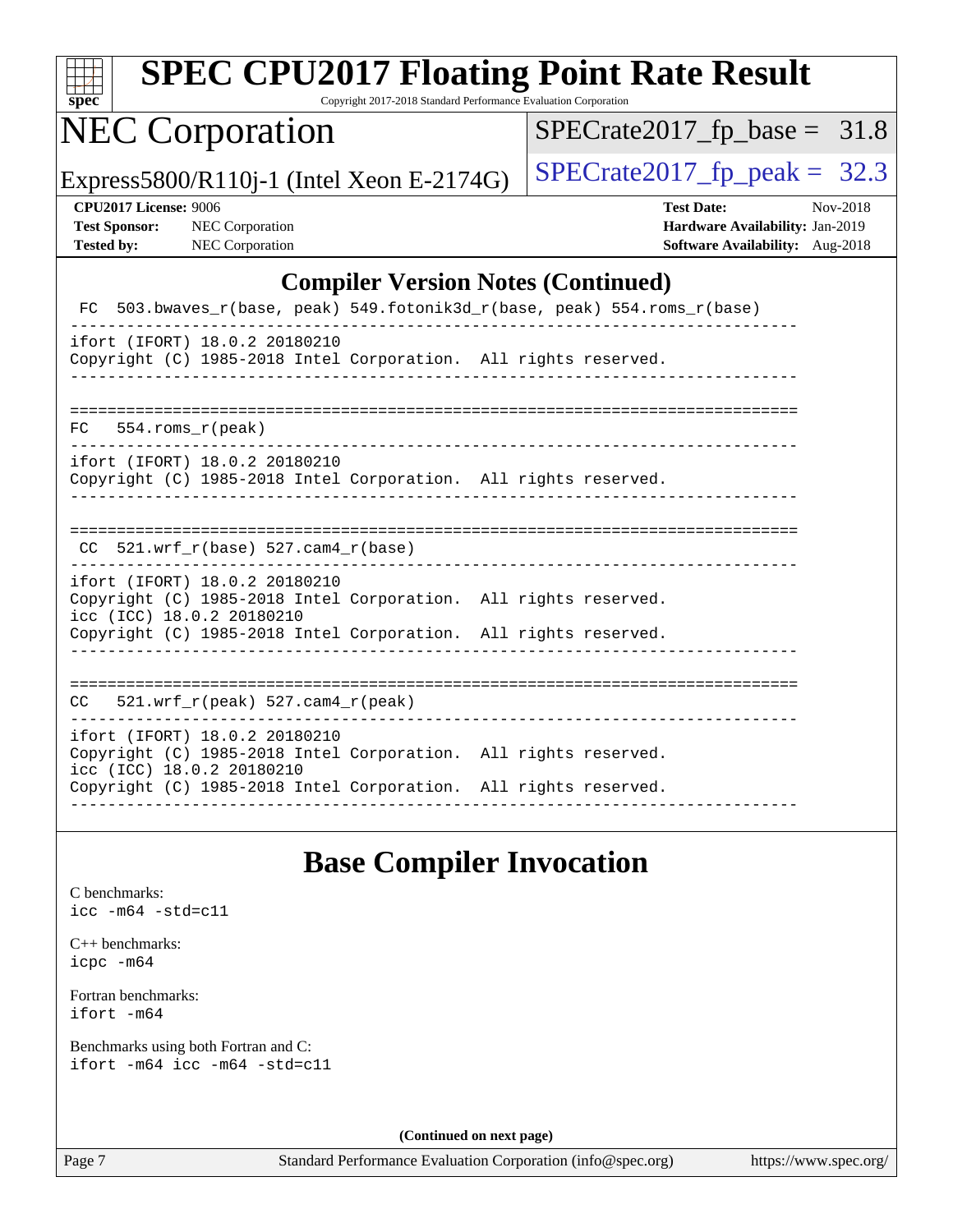# SPEC CPU2017 Floating Point Rate Result

Copyright 2017-2018 Standard Performance Evaluation Corporation

# NEC Corporation

Express5800/R110j-1 (Intel Xeon E-2174G)

SPECrate2017_fp_base = 31.8

SPECrate2017_fp_peak = 32.3

**CPU2017 License:** 9006
**Test Sponsor:** NEC Corporation
**Tested by:** NEC Corporation

**Test Date:** Nov-2018
**Hardware Availability:** Jan-2019
**Software Availability:** Aug-2018

## Compiler Version Notes (Continued)

```
 FC  503.bwaves_r(base, peak) 549.fotonik3d_r(base, peak) 554.roms_r(base)
------------------------------------------------------------------------------
ifort (IFORT) 18.0.2 20180210
Copyright (C) 1985-2018 Intel Corporation.  All rights reserved.
------------------------------------------------------------------------------

==============================================================================
FC   554.roms_r(peak)
------------------------------------------------------------------------------
ifort (IFORT) 18.0.2 20180210
Copyright (C) 1985-2018 Intel Corporation.  All rights reserved.
------------------------------------------------------------------------------

==============================================================================
 CC  521.wrf_r(base) 527.cam4_r(base)
------------------------------------------------------------------------------
ifort (IFORT) 18.0.2 20180210
Copyright (C) 1985-2018 Intel Corporation.  All rights reserved.
icc (ICC) 18.0.2 20180210
Copyright (C) 1985-2018 Intel Corporation.  All rights reserved.
------------------------------------------------------------------------------

==============================================================================
CC   521.wrf_r(peak) 527.cam4_r(peak)
------------------------------------------------------------------------------
ifort (IFORT) 18.0.2 20180210
Copyright (C) 1985-2018 Intel Corporation.  All rights reserved.
icc (ICC) 18.0.2 20180210
Copyright (C) 1985-2018 Intel Corporation.  All rights reserved.
------------------------------------------------------------------------------
```

## Base Compiler Invocation

C benchmarks:
icc -m64 -std=c11

C++ benchmarks:
icpc -m64

Fortran benchmarks:
ifort -m64

Benchmarks using both Fortran and C:
ifort -m64 icc -m64 -std=c11

**(Continued on next page)**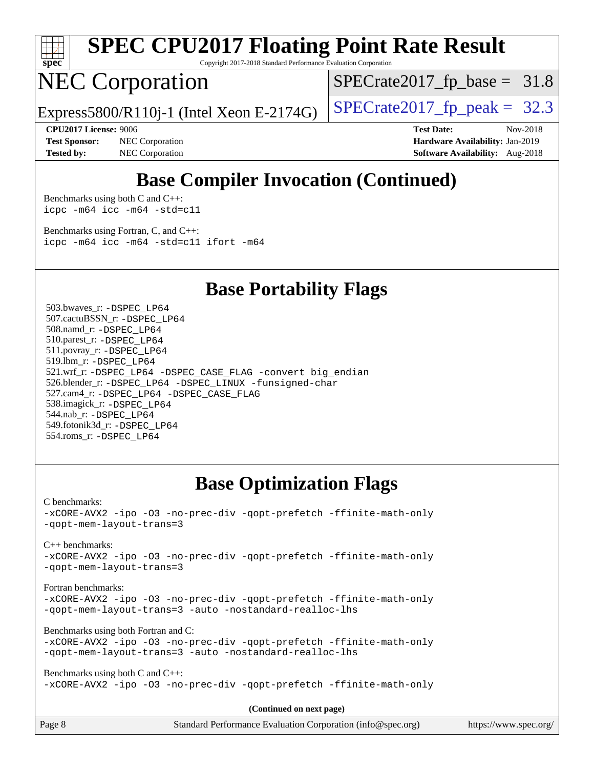# SPEC CPU2017 Floating Point Rate Result

Copyright 2017-2018 Standard Performance Evaluation Corporation

# NEC Corporation

Express5800/R110j-1 (Intel Xeon E-2174G)

SPECrate2017_fp_base = 31.8

SPECrate2017_fp_peak = 32.3

**CPU2017 License:** 9006
**Test Sponsor:** NEC Corporation
**Tested by:** NEC Corporation

**Test Date:** Nov-2018
**Hardware Availability:** Jan-2019
**Software Availability:** Aug-2018

## Base Compiler Invocation (Continued)

Benchmarks using both C and C++:
```
icpc -m64 icc -m64 -std=c11
```

Benchmarks using Fortran, C, and C++:
```
icpc -m64 icc -m64 -std=c11 ifort -m64
```

## Base Portability Flags

503.bwaves_r: -DSPEC_LP64
507.cactuBSSN_r: -DSPEC_LP64
508.namd_r: -DSPEC_LP64
510.parest_r: -DSPEC_LP64
511.povray_r: -DSPEC_LP64
519.lbm_r: -DSPEC_LP64
521.wrf_r: -DSPEC_LP64 -DSPEC_CASE_FLAG -convert big_endian
526.blender_r: -DSPEC_LP64 -DSPEC_LINUX -funsigned-char
527.cam4_r: -DSPEC_LP64 -DSPEC_CASE_FLAG
538.imagick_r: -DSPEC_LP64
544.nab_r: -DSPEC_LP64
549.fotonik3d_r: -DSPEC_LP64
554.roms_r: -DSPEC_LP64

## Base Optimization Flags

C benchmarks:
```
-xCORE-AVX2 -ipo -O3 -no-prec-div -qopt-prefetch -ffinite-math-only
-qopt-mem-layout-trans=3
```

C++ benchmarks:
```
-xCORE-AVX2 -ipo -O3 -no-prec-div -qopt-prefetch -ffinite-math-only
-qopt-mem-layout-trans=3
```

Fortran benchmarks:
```
-xCORE-AVX2 -ipo -O3 -no-prec-div -qopt-prefetch -ffinite-math-only
-qopt-mem-layout-trans=3 -auto -nostandard-realloc-lhs
```

Benchmarks using both Fortran and C:
```
-xCORE-AVX2 -ipo -O3 -no-prec-div -qopt-prefetch -ffinite-math-only
-qopt-mem-layout-trans=3 -auto -nostandard-realloc-lhs
```

Benchmarks using both C and C++:
```
-xCORE-AVX2 -ipo -O3 -no-prec-div -qopt-prefetch -ffinite-math-only
```

**(Continued on next page)**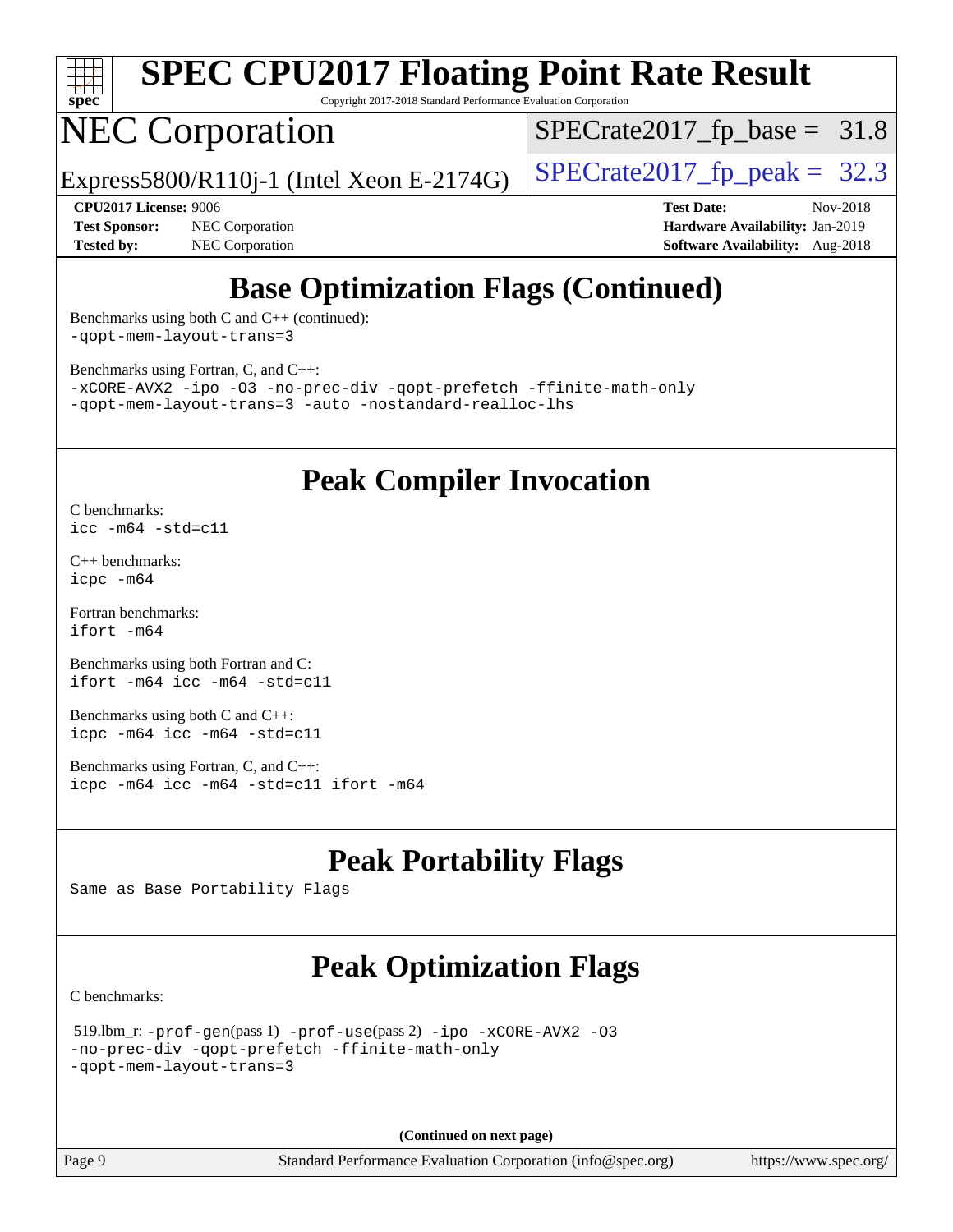# SPEC CPU2017 Floating Point Rate Result

Copyright 2017-2018 Standard Performance Evaluation Corporation

## NEC Corporation

Express5800/R110j-1 (Intel Xeon E-2174G)

SPECrate2017_fp_base = 31.8

SPECrate2017_fp_peak = 32.3

**CPU2017 License:** 9006
**Test Sponsor:** NEC Corporation
**Tested by:** NEC Corporation

**Test Date:** Nov-2018
**Hardware Availability:** Jan-2019
**Software Availability:** Aug-2018

## Base Optimization Flags (Continued)

Benchmarks using both C and C++ (continued):
-qopt-mem-layout-trans=3

Benchmarks using Fortran, C, and C++:
-xCORE-AVX2 -ipo -O3 -no-prec-div -qopt-prefetch -ffinite-math-only
-qopt-mem-layout-trans=3 -auto -nostandard-realloc-lhs

## Peak Compiler Invocation

C benchmarks:
icc -m64 -std=c11

C++ benchmarks:
icpc -m64

Fortran benchmarks:
ifort -m64

Benchmarks using both Fortran and C:
ifort -m64 icc -m64 -std=c11

Benchmarks using both C and C++:
icpc -m64 icc -m64 -std=c11

Benchmarks using Fortran, C, and C++:
icpc -m64 icc -m64 -std=c11 ifort -m64

## Peak Portability Flags

Same as Base Portability Flags

## Peak Optimization Flags

C benchmarks:

519.lbm_r: -prof-gen(pass 1) -prof-use(pass 2) -ipo -xCORE-AVX2 -O3
-no-prec-div -qopt-prefetch -ffinite-math-only
-qopt-mem-layout-trans=3

**(Continued on next page)**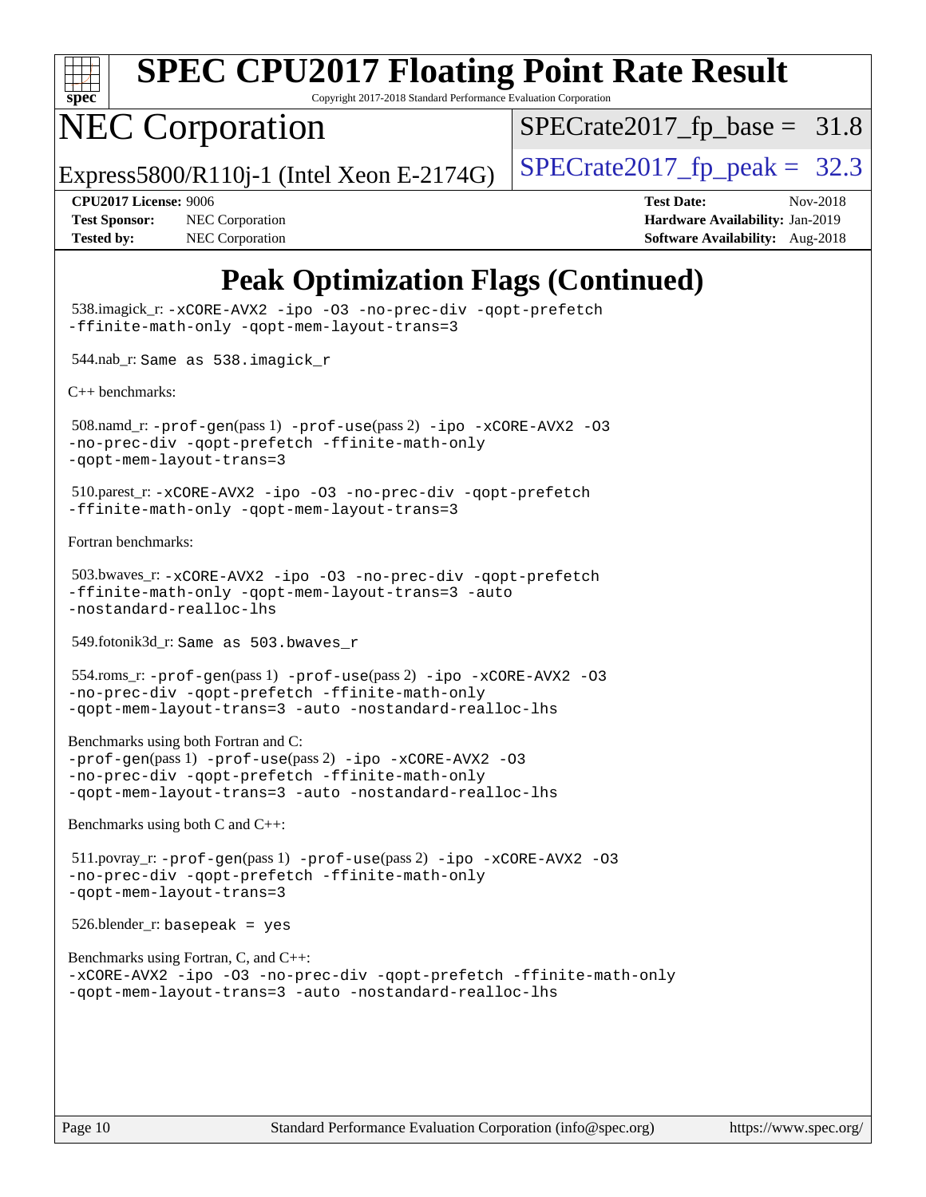# Peak Optimization Flags (Continued)

538.imagick_r: -xCORE-AVX2 -ipo -O3 -no-prec-div -qopt-prefetch -ffinite-math-only -qopt-mem-layout-trans=3

544.nab_r: Same as 538.imagick_r

C++ benchmarks:

508.namd_r: -prof-gen(pass 1) -prof-use(pass 2) -ipo -xCORE-AVX2 -O3 -no-prec-div -qopt-prefetch -ffinite-math-only -qopt-mem-layout-trans=3

510.parest_r: -xCORE-AVX2 -ipo -O3 -no-prec-div -qopt-prefetch -ffinite-math-only -qopt-mem-layout-trans=3

Fortran benchmarks:

503.bwaves_r: -xCORE-AVX2 -ipo -O3 -no-prec-div -qopt-prefetch -ffinite-math-only -qopt-mem-layout-trans=3 -auto -nostandard-realloc-lhs

549.fotonik3d_r: Same as 503.bwaves_r

554.roms_r: -prof-gen(pass 1) -prof-use(pass 2) -ipo -xCORE-AVX2 -O3 -no-prec-div -qopt-prefetch -ffinite-math-only -qopt-mem-layout-trans=3 -auto -nostandard-realloc-lhs

Benchmarks using both Fortran and C:
-prof-gen(pass 1) -prof-use(pass 2) -ipo -xCORE-AVX2 -O3 -no-prec-div -qopt-prefetch -ffinite-math-only -qopt-mem-layout-trans=3 -auto -nostandard-realloc-lhs

Benchmarks using both C and C++:

511.povray_r: -prof-gen(pass 1) -prof-use(pass 2) -ipo -xCORE-AVX2 -O3 -no-prec-div -qopt-prefetch -ffinite-math-only -qopt-mem-layout-trans=3

526.blender_r: basepeak = yes

Benchmarks using Fortran, C, and C++:
-xCORE-AVX2 -ipo -O3 -no-prec-div -qopt-prefetch -ffinite-math-only -qopt-mem-layout-trans=3 -auto -nostandard-realloc-lhs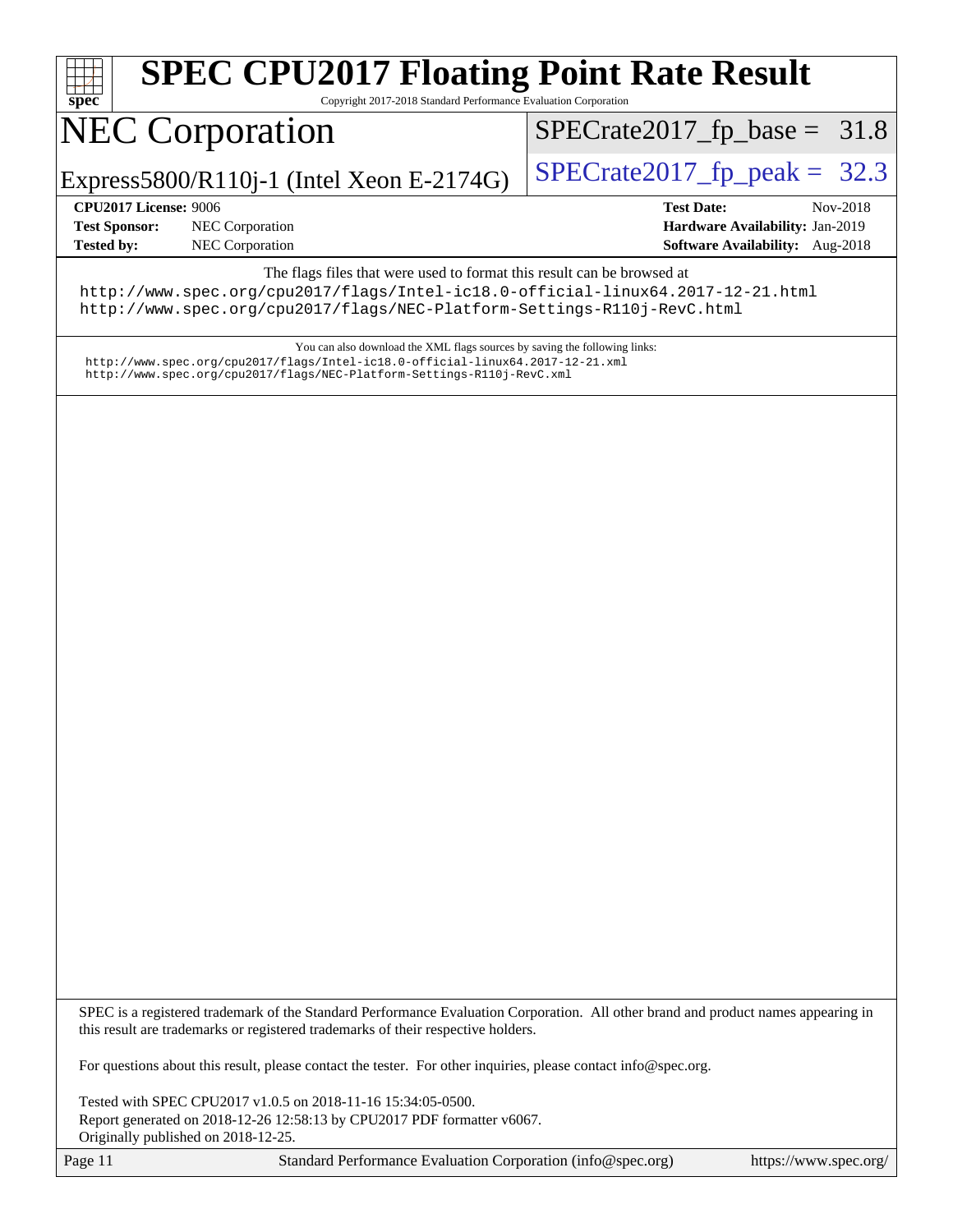The flags files that were used to format this result can be browsed at

http://www.spec.org/cpu2017/flags/Intel-ic18.0-official-linux64.2017-12-21.html
http://www.spec.org/cpu2017/flags/NEC-Platform-Settings-R110j-RevC.html

You can also download the XML flags sources by saving the following links:

http://www.spec.org/cpu2017/flags/Intel-ic18.0-official-linux64.2017-12-21.xml
http://www.spec.org/cpu2017/flags/NEC-Platform-Settings-R110j-RevC.xml

SPEC is a registered trademark of the Standard Performance Evaluation Corporation. All other brand and product names appearing in this result are trademarks or registered trademarks of their respective holders.

For questions about this result, please contact the tester. For other inquiries, please contact info@spec.org.

Tested with SPEC CPU2017 v1.0.5 on 2018-11-16 15:34:05-0500.
Report generated on 2018-12-26 12:58:13 by CPU2017 PDF formatter v6067.
Originally published on 2018-12-25.